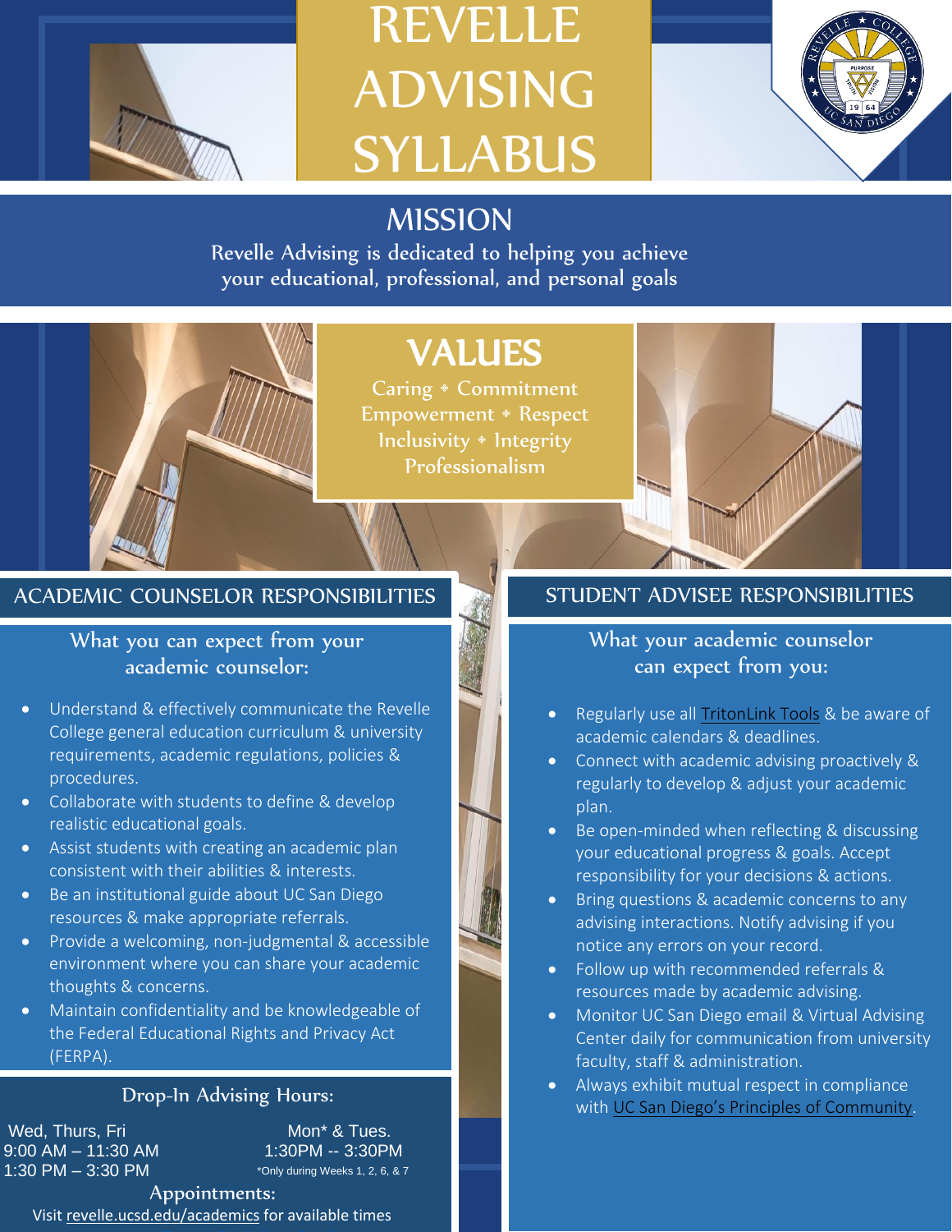# REVELLE ADVISING SYLLABUS

## MISSION

Revelle Advising is dedicated to helping you achieve your educational, professional, and personal goals

## VALUES

Caring ◆ Commitment
Empowerment ◆ Respect
Inclusivity ◆ Integrity
Professionalism

## ACADEMIC COUNSELOR RESPONSIBILITIES

### What you can expect from your academic counselor:

- Understand & effectively communicate the Revelle College general education curriculum & university requirements, academic regulations, policies & procedures.
- Collaborate with students to define & develop realistic educational goals.
- Assist students with creating an academic plan consistent with their abilities & interests.
- Be an institutional guide about UC San Diego resources & make appropriate referrals.
- Provide a welcoming, non-judgmental & accessible environment where you can share your academic thoughts & concerns.
- Maintain confidentiality and be knowledgeable of the Federal Educational Rights and Privacy Act (FERPA).

### Drop-In Advising Hours:

| Wed, Thurs, Fri | Mon* & Tues. |
| --- | --- |
| 9:00 AM – 11:30 AM | 1:30PM -- 3:30PM |
| 1:30 PM – 3:30 PM | *Only during Weeks 1, 2, 6, & 7 |

### Appointments:

Visit revelle.ucsd.edu/academics for available times

## STUDENT ADVISEE RESPONSIBILITIES

### What your academic counselor can expect from you:

- Regularly use all TritonLink Tools & be aware of academic calendars & deadlines.
- Connect with academic advising proactively & regularly to develop & adjust your academic plan.
- Be open-minded when reflecting & discussing your educational progress & goals. Accept responsibility for your decisions & actions.
- Bring questions & academic concerns to any advising interactions. Notify advising if you notice any errors on your record.
- Follow up with recommended referrals & resources made by academic advising.
- Monitor UC San Diego email & Virtual Advising Center daily for communication from university faculty, staff & administration.
- Always exhibit mutual respect in compliance with UC San Diego's Principles of Community.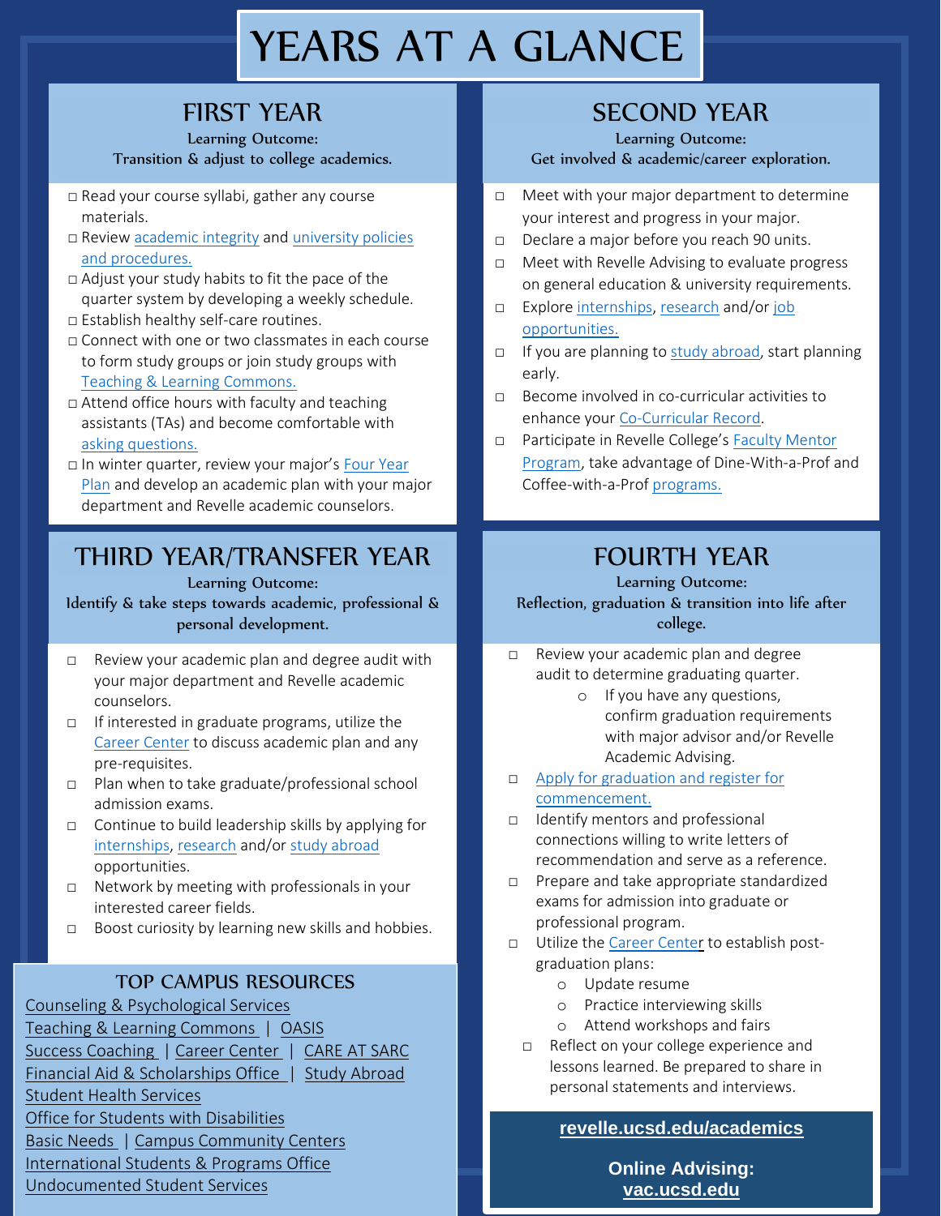# YEARS AT A GLANCE

## FIRST YEAR

Learning Outcome:
Transition & adjust to college academics.

- ☐ Read your course syllabi, gather any course materials.
- ☐ Review academic integrity and university policies and procedures.
- ☐ Adjust your study habits to fit the pace of the quarter system by developing a weekly schedule.
- ☐ Establish healthy self-care routines.
- ☐ Connect with one or two classmates in each course to form study groups or join study groups with Teaching & Learning Commons.
- ☐ Attend office hours with faculty and teaching assistants (TAs) and become comfortable with asking questions.
- ☐ In winter quarter, review your major's Four Year Plan and develop an academic plan with your major department and Revelle academic counselors.

## SECOND YEAR

Learning Outcome:
Get involved & academic/career exploration.

- ☐ Meet with your major department to determine your interest and progress in your major.
- ☐ Declare a major before you reach 90 units.
- ☐ Meet with Revelle Advising to evaluate progress on general education & university requirements.
- ☐ Explore internships, research and/or job opportunities.
- ☐ If you are planning to study abroad, start planning early.
- ☐ Become involved in co-curricular activities to enhance your Co-Curricular Record.
- ☐ Participate in Revelle College's Faculty Mentor Program, take advantage of Dine-With-a-Prof and Coffee-with-a-Prof programs.

## THIRD YEAR/TRANSFER YEAR

Learning Outcome:
Identify & take steps towards academic, professional & personal development.

- ☐ Review your academic plan and degree audit with your major department and Revelle academic counselors.
- ☐ If interested in graduate programs, utilize the Career Center to discuss academic plan and any pre-requisites.
- ☐ Plan when to take graduate/professional school admission exams.
- ☐ Continue to build leadership skills by applying for internships, research and/or study abroad opportunities.
- ☐ Network by meeting with professionals in your interested career fields.
- ☐ Boost curiosity by learning new skills and hobbies.

## FOURTH YEAR

Learning Outcome:
Reflection, graduation & transition into life after college.

- ☐ Review your academic plan and degree audit to determine graduating quarter.
  - If you have any questions, confirm graduation requirements with major advisor and/or Revelle Academic Advising.
- ☐ Apply for graduation and register for commencement.
- ☐ Identify mentors and professional connections willing to write letters of recommendation and serve as a reference.
- ☐ Prepare and take appropriate standardized exams for admission into graduate or professional program.
- ☐ Utilize the Career Center to establish post-graduation plans:
  - Update resume
  - Practice interviewing skills
  - Attend workshops and fairs
- ☐ Reflect on your college experience and lessons learned. Be prepared to share in personal statements and interviews.

## TOP CAMPUS RESOURCES

Counseling & Psychological Services
Teaching & Learning Commons | OASIS
Success Coaching | Career Center | CARE AT SARC
Financial Aid & Scholarships Office | Study Abroad
Student Health Services
Office for Students with Disabilities
Basic Needs | Campus Community Centers
International Students & Programs Office
Undocumented Student Services

**revelle.ucsd.edu/academics**

**Online Advising:**
**vac.ucsd.edu**